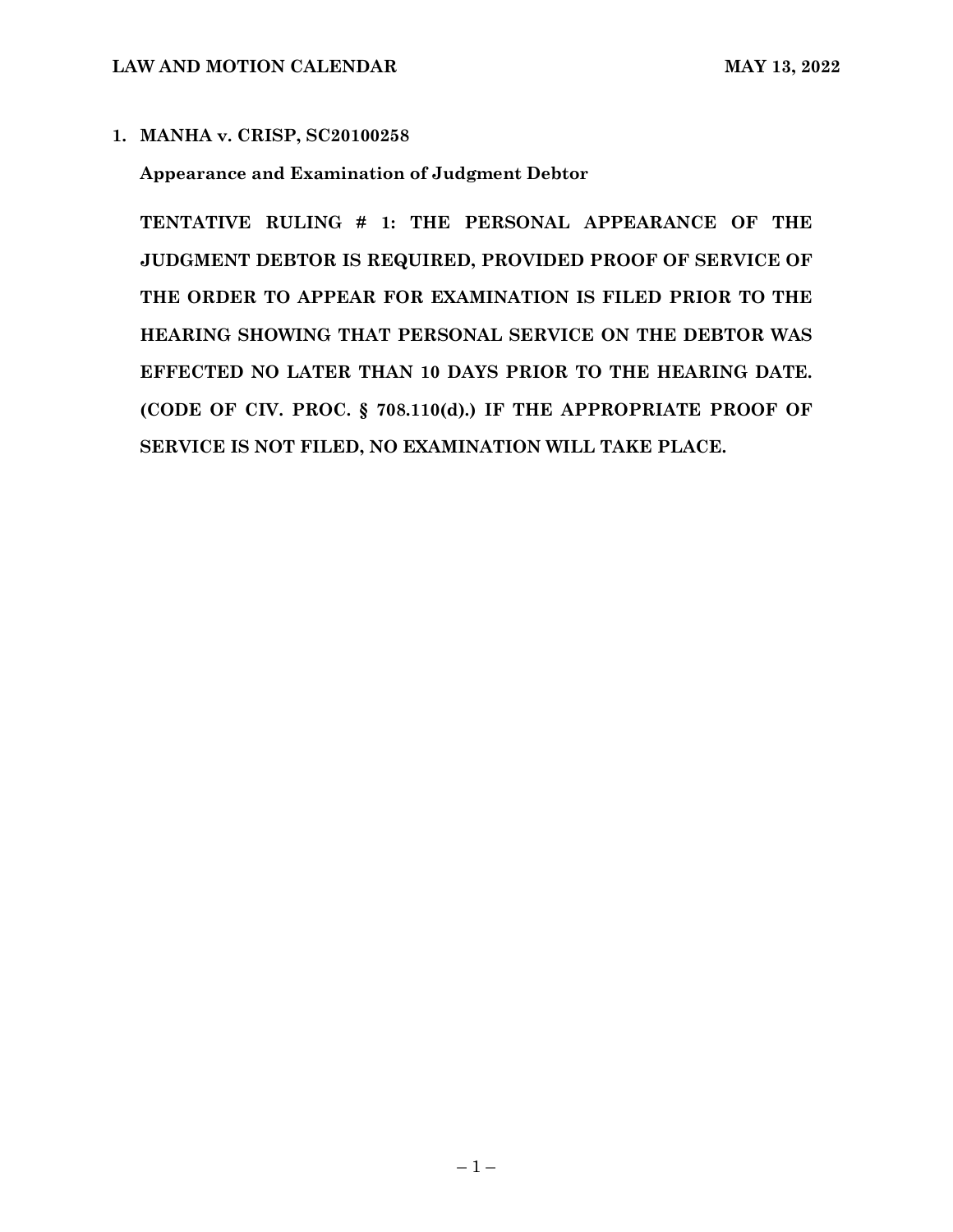**LAW AND MOTION CALENDAR** **MAY 13, 2022**

**1. MANHA v. CRISP, SC20100258**

**Appearance and Examination of Judgment Debtor**

**TENTATIVE RULING # 1: THE PERSONAL APPEARANCE OF THE JUDGMENT DEBTOR IS REQUIRED, PROVIDED PROOF OF SERVICE OF THE ORDER TO APPEAR FOR EXAMINATION IS FILED PRIOR TO THE HEARING SHOWING THAT PERSONAL SERVICE ON THE DEBTOR WAS EFFECTED NO LATER THAN 10 DAYS PRIOR TO THE HEARING DATE. (CODE OF CIV. PROC. § 708.110(d).) IF THE APPROPRIATE PROOF OF SERVICE IS NOT FILED, NO EXAMINATION WILL TAKE PLACE.**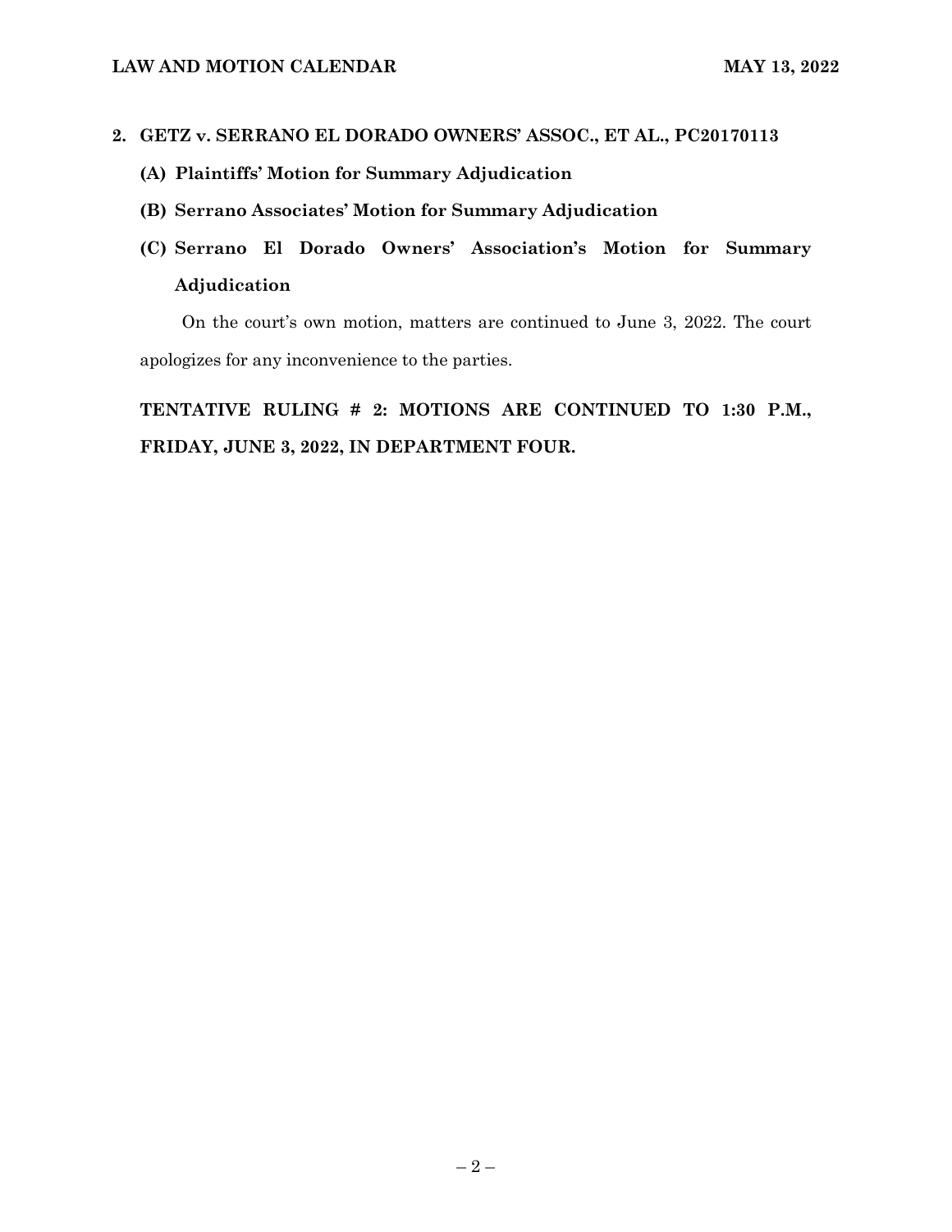**2. GETZ v. SERRANO EL DORADO OWNERS' ASSOC., ET AL., PC20170113**

**(A) Plaintiffs' Motion for Summary Adjudication**

**(B) Serrano Associates' Motion for Summary Adjudication**

**(C) Serrano El Dorado Owners' Association's Motion for Summary Adjudication**

On the court's own motion, matters are continued to June 3, 2022. The court apologizes for any inconvenience to the parties.

**TENTATIVE RULING # 2: MOTIONS ARE CONTINUED TO 1:30 P.M., FRIDAY, JUNE 3, 2022, IN DEPARTMENT FOUR.**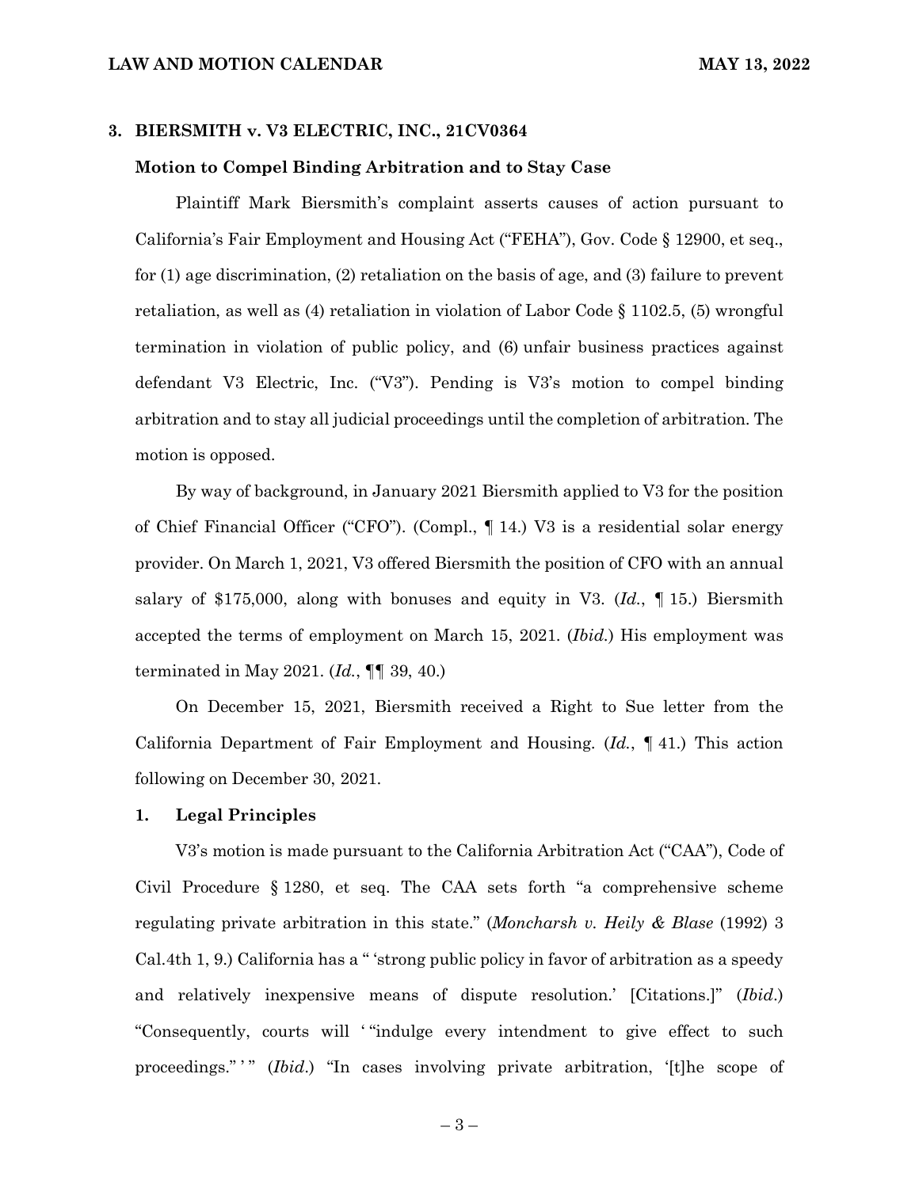### 3. BIERSMITH v. V3 ELECTRIC, INC., 21CV0364

#### Motion to Compel Binding Arbitration and to Stay Case

Plaintiff Mark Biersmith's complaint asserts causes of action pursuant to California's Fair Employment and Housing Act ("FEHA"), Gov. Code § 12900, et seq., for (1) age discrimination, (2) retaliation on the basis of age, and (3) failure to prevent retaliation, as well as (4) retaliation in violation of Labor Code § 1102.5, (5) wrongful termination in violation of public policy, and (6) unfair business practices against defendant V3 Electric, Inc. ("V3"). Pending is V3's motion to compel binding arbitration and to stay all judicial proceedings until the completion of arbitration. The motion is opposed.

By way of background, in January 2021 Biersmith applied to V3 for the position of Chief Financial Officer ("CFO"). (Compl., ¶ 14.) V3 is a residential solar energy provider. On March 1, 2021, V3 offered Biersmith the position of CFO with an annual salary of $175,000, along with bonuses and equity in V3. (*Id.*, ¶ 15.) Biersmith accepted the terms of employment on March 15, 2021. (*Ibid.*) His employment was terminated in May 2021. (*Id.*, ¶¶ 39, 40.)

On December 15, 2021, Biersmith received a Right to Sue letter from the California Department of Fair Employment and Housing. (*Id.*, ¶ 41.) This action following on December 30, 2021.

#### 1. Legal Principles

V3's motion is made pursuant to the California Arbitration Act ("CAA"), Code of Civil Procedure § 1280, et seq. The CAA sets forth "a comprehensive scheme regulating private arbitration in this state." (*Moncharsh v. Heily & Blase* (1992) 3 Cal.4th 1, 9.) California has a " 'strong public policy in favor of arbitration as a speedy and relatively inexpensive means of dispute resolution.' [Citations.]" (*Ibid*.) "Consequently, courts will ' "indulge every intendment to give effect to such proceedings." ' " (*Ibid*.) "In cases involving private arbitration, '[t]he scope of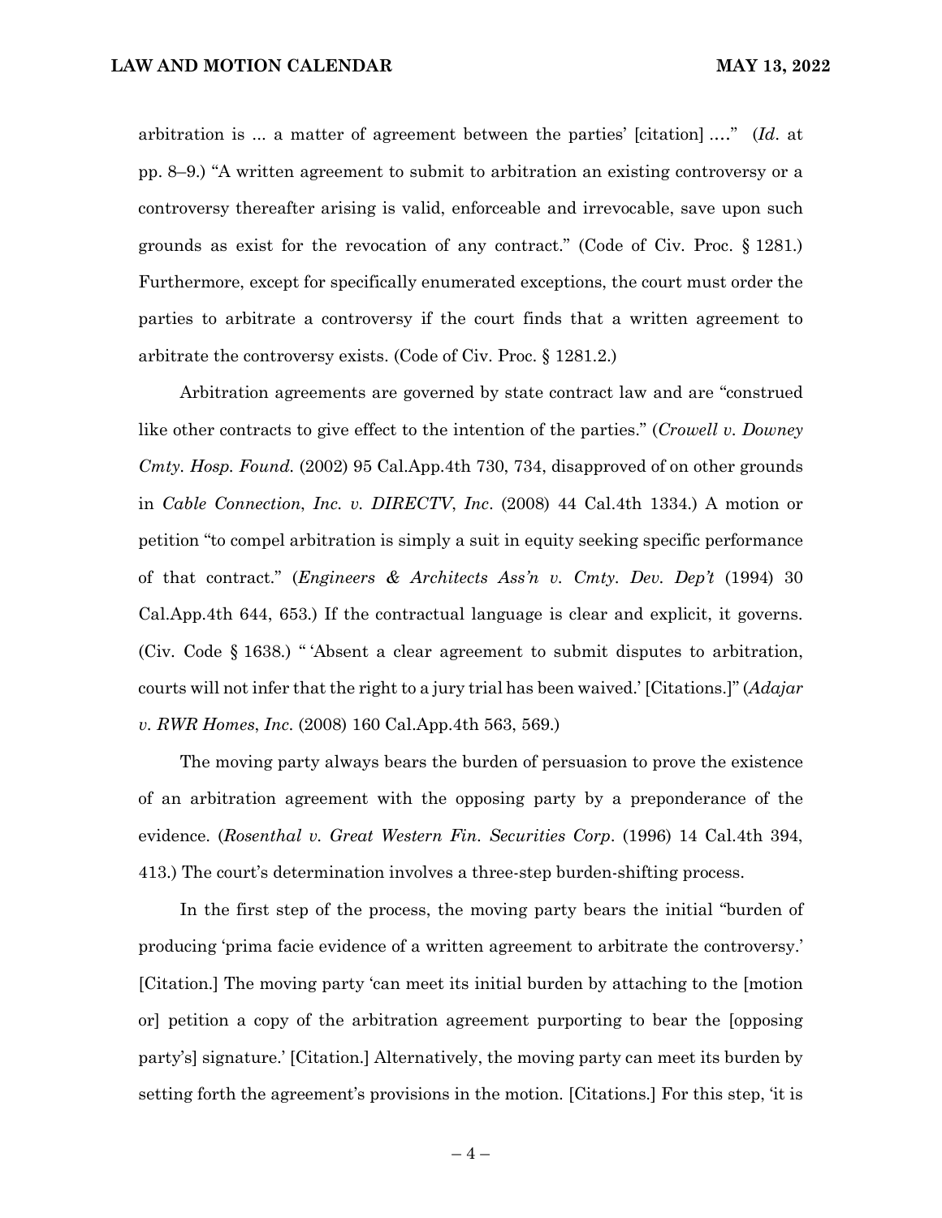arbitration is ... a matter of agreement between the parties' [citation] ...." (*Id*. at pp. 8–9.) "A written agreement to submit to arbitration an existing controversy or a controversy thereafter arising is valid, enforceable and irrevocable, save upon such grounds as exist for the revocation of any contract." (Code of Civ. Proc. § 1281.) Furthermore, except for specifically enumerated exceptions, the court must order the parties to arbitrate a controversy if the court finds that a written agreement to arbitrate the controversy exists. (Code of Civ. Proc. § 1281.2.)

Arbitration agreements are governed by state contract law and are "construed like other contracts to give effect to the intention of the parties." (*Crowell v. Downey Cmty. Hosp. Found.* (2002) 95 Cal.App.4th 730, 734, disapproved of on other grounds in *Cable Connection, Inc. v. DIRECTV, Inc*. (2008) 44 Cal.4th 1334.) A motion or petition "to compel arbitration is simply a suit in equity seeking specific performance of that contract." (*Engineers & Architects Ass'n v. Cmty. Dev. Dep't* (1994) 30 Cal.App.4th 644, 653.) If the contractual language is clear and explicit, it governs. (Civ. Code § 1638.) " 'Absent a clear agreement to submit disputes to arbitration, courts will not infer that the right to a jury trial has been waived.' [Citations.]" (*Adajar v. RWR Homes, Inc*. (2008) 160 Cal.App.4th 563, 569.)

The moving party always bears the burden of persuasion to prove the existence of an arbitration agreement with the opposing party by a preponderance of the evidence. (*Rosenthal v. Great Western Fin. Securities Corp*. (1996) 14 Cal.4th 394, 413.) The court's determination involves a three-step burden-shifting process.

In the first step of the process, the moving party bears the initial "burden of producing 'prima facie evidence of a written agreement to arbitrate the controversy.' [Citation.] The moving party 'can meet its initial burden by attaching to the [motion or] petition a copy of the arbitration agreement purporting to bear the [opposing party's] signature.' [Citation.] Alternatively, the moving party can meet its burden by setting forth the agreement's provisions in the motion. [Citations.] For this step, 'it is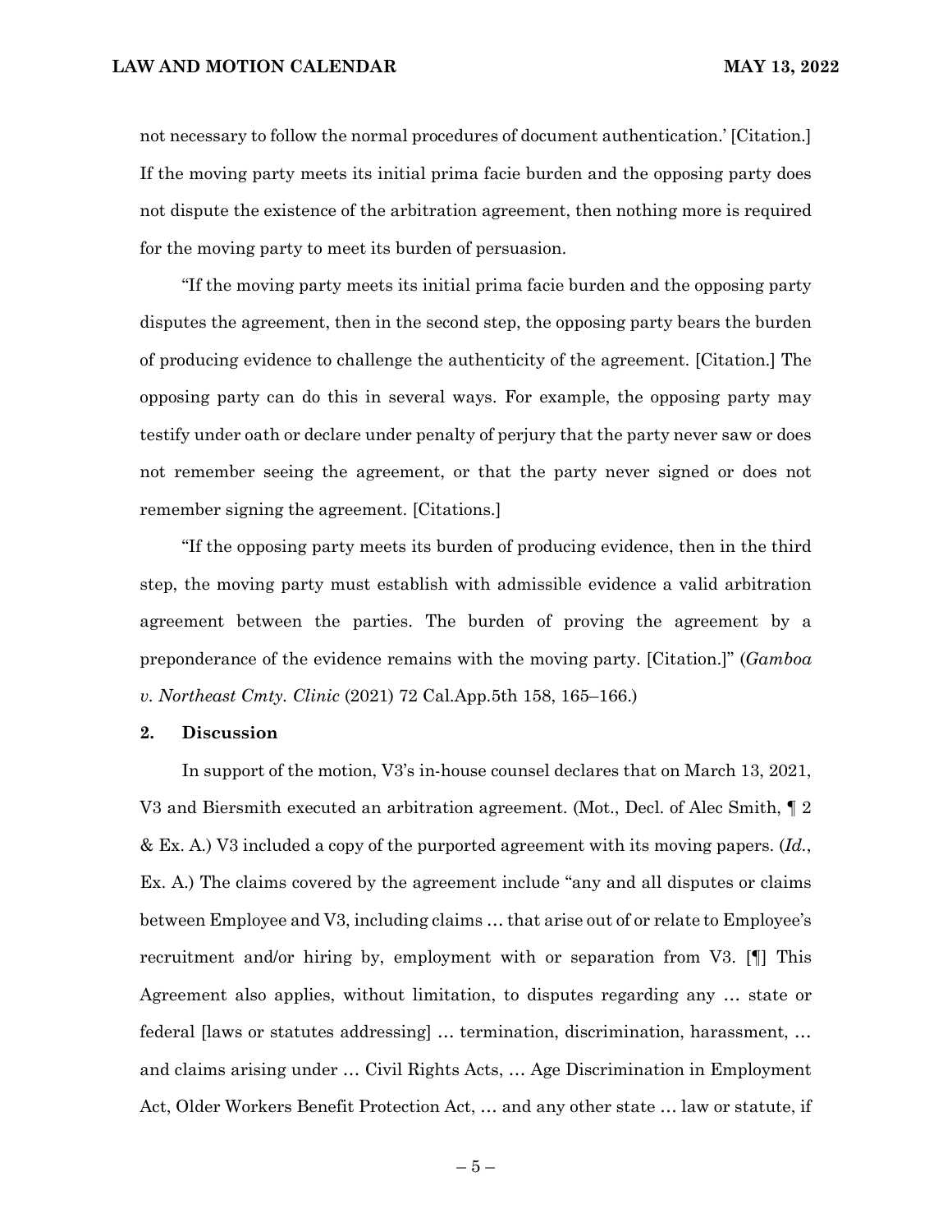not necessary to follow the normal procedures of document authentication.' [Citation.] If the moving party meets its initial prima facie burden and the opposing party does not dispute the existence of the arbitration agreement, then nothing more is required for the moving party to meet its burden of persuasion.

"If the moving party meets its initial prima facie burden and the opposing party disputes the agreement, then in the second step, the opposing party bears the burden of producing evidence to challenge the authenticity of the agreement. [Citation.] The opposing party can do this in several ways. For example, the opposing party may testify under oath or declare under penalty of perjury that the party never saw or does not remember seeing the agreement, or that the party never signed or does not remember signing the agreement. [Citations.]

"If the opposing party meets its burden of producing evidence, then in the third step, the moving party must establish with admissible evidence a valid arbitration agreement between the parties. The burden of proving the agreement by a preponderance of the evidence remains with the moving party. [Citation.]" (*Gamboa v. Northeast Cmty. Clinic* (2021) 72 Cal.App.5th 158, 165–166.)

**2. Discussion**

In support of the motion, V3's in-house counsel declares that on March 13, 2021, V3 and Biersmith executed an arbitration agreement. (Mot., Decl. of Alec Smith, ¶ 2 & Ex. A.) V3 included a copy of the purported agreement with its moving papers. (*Id.*, Ex. A.) The claims covered by the agreement include "any and all disputes or claims between Employee and V3, including claims … that arise out of or relate to Employee's recruitment and/or hiring by, employment with or separation from V3. [¶] This Agreement also applies, without limitation, to disputes regarding any … state or federal [laws or statutes addressing] … termination, discrimination, harassment, … and claims arising under … Civil Rights Acts, … Age Discrimination in Employment Act, Older Workers Benefit Protection Act, … and any other state … law or statute, if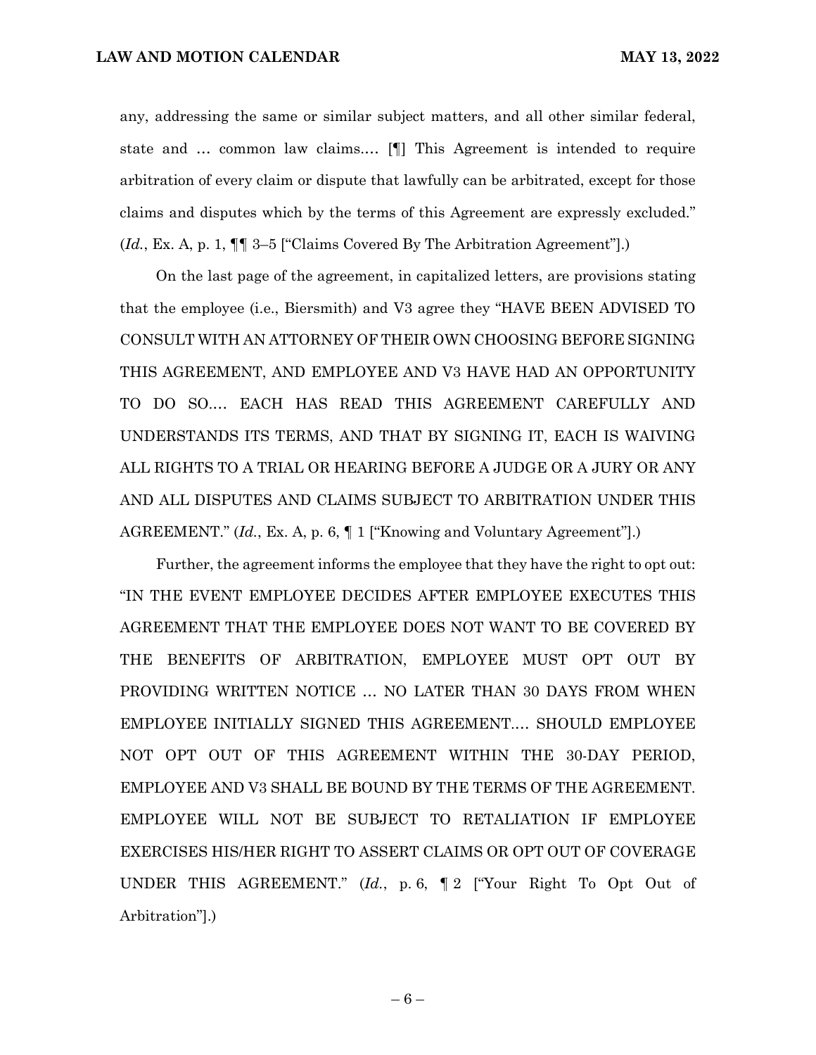any, addressing the same or similar subject matters, and all other similar federal, state and … common law claims…. [¶] This Agreement is intended to require arbitration of every claim or dispute that lawfully can be arbitrated, except for those claims and disputes which by the terms of this Agreement are expressly excluded." (*Id.*, Ex. A, p. 1, ¶¶ 3–5 ["Claims Covered By The Arbitration Agreement"].)

On the last page of the agreement, in capitalized letters, are provisions stating that the employee (i.e., Biersmith) and V3 agree they "HAVE BEEN ADVISED TO CONSULT WITH AN ATTORNEY OF THEIR OWN CHOOSING BEFORE SIGNING THIS AGREEMENT, AND EMPLOYEE AND V3 HAVE HAD AN OPPORTUNITY TO DO SO…. EACH HAS READ THIS AGREEMENT CAREFULLY AND UNDERSTANDS ITS TERMS, AND THAT BY SIGNING IT, EACH IS WAIVING ALL RIGHTS TO A TRIAL OR HEARING BEFORE A JUDGE OR A JURY OR ANY AND ALL DISPUTES AND CLAIMS SUBJECT TO ARBITRATION UNDER THIS AGREEMENT." (*Id.*, Ex. A, p. 6, ¶ 1 ["Knowing and Voluntary Agreement"].)

Further, the agreement informs the employee that they have the right to opt out: "IN THE EVENT EMPLOYEE DECIDES AFTER EMPLOYEE EXECUTES THIS AGREEMENT THAT THE EMPLOYEE DOES NOT WANT TO BE COVERED BY THE BENEFITS OF ARBITRATION, EMPLOYEE MUST OPT OUT BY PROVIDING WRITTEN NOTICE … NO LATER THAN 30 DAYS FROM WHEN EMPLOYEE INITIALLY SIGNED THIS AGREEMENT…. SHOULD EMPLOYEE NOT OPT OUT OF THIS AGREEMENT WITHIN THE 30-DAY PERIOD, EMPLOYEE AND V3 SHALL BE BOUND BY THE TERMS OF THE AGREEMENT. EMPLOYEE WILL NOT BE SUBJECT TO RETALIATION IF EMPLOYEE EXERCISES HIS/HER RIGHT TO ASSERT CLAIMS OR OPT OUT OF COVERAGE UNDER THIS AGREEMENT." (*Id.*, p. 6, ¶ 2 ["Your Right To Opt Out of Arbitration"].)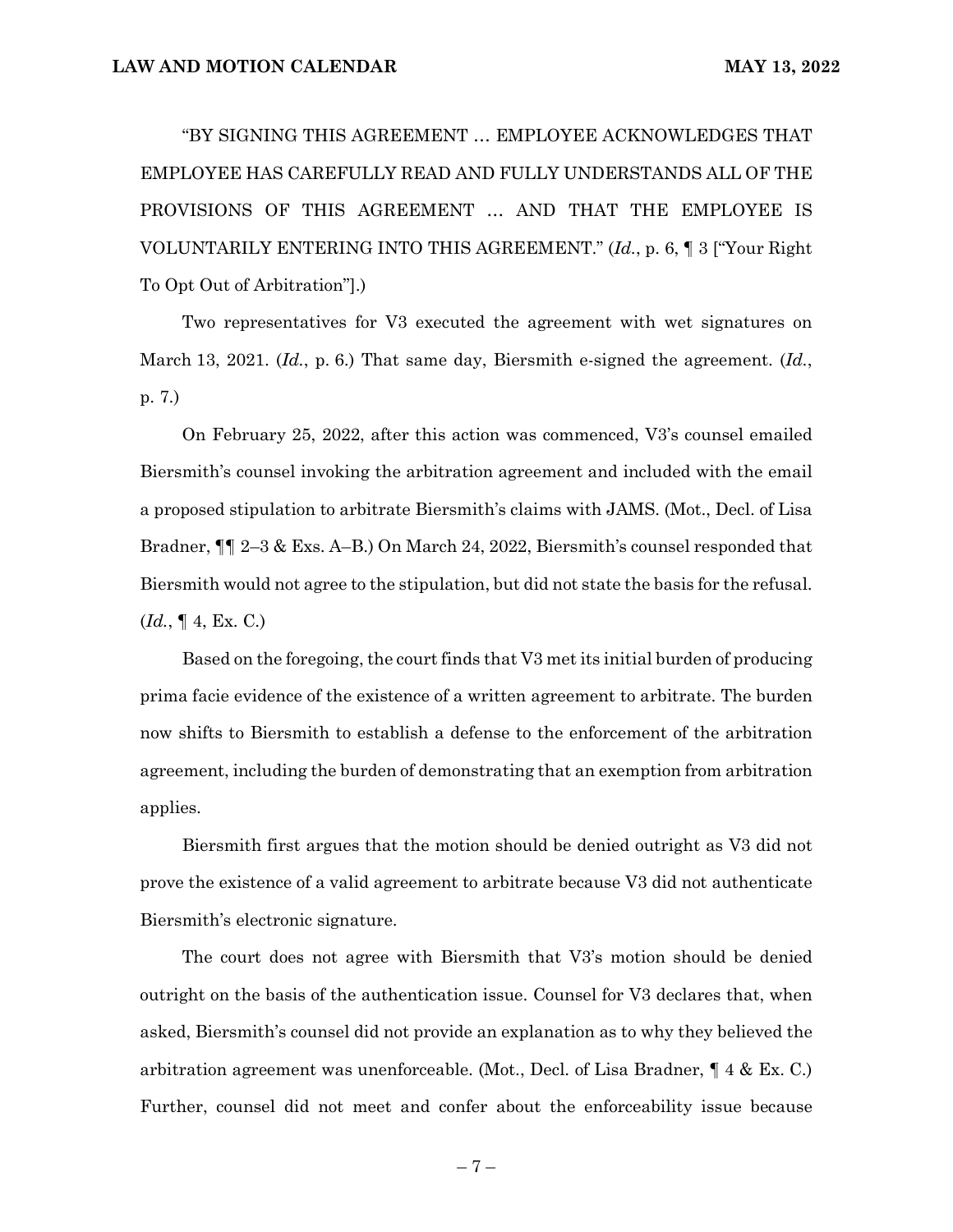"BY SIGNING THIS AGREEMENT … EMPLOYEE ACKNOWLEDGES THAT EMPLOYEE HAS CAREFULLY READ AND FULLY UNDERSTANDS ALL OF THE PROVISIONS OF THIS AGREEMENT … AND THAT THE EMPLOYEE IS VOLUNTARILY ENTERING INTO THIS AGREEMENT." (*Id.*, p. 6, ¶ 3 ["Your Right To Opt Out of Arbitration"].)

Two representatives for V3 executed the agreement with wet signatures on March 13, 2021. (*Id.*, p. 6.) That same day, Biersmith e-signed the agreement. (*Id.*, p. 7.)

On February 25, 2022, after this action was commenced, V3's counsel emailed Biersmith's counsel invoking the arbitration agreement and included with the email a proposed stipulation to arbitrate Biersmith's claims with JAMS. (Mot., Decl. of Lisa Bradner, ¶¶ 2–3 & Exs. A–B.) On March 24, 2022, Biersmith's counsel responded that Biersmith would not agree to the stipulation, but did not state the basis for the refusal. (*Id.*, ¶ 4, Ex. C.)

Based on the foregoing, the court finds that V3 met its initial burden of producing prima facie evidence of the existence of a written agreement to arbitrate. The burden now shifts to Biersmith to establish a defense to the enforcement of the arbitration agreement, including the burden of demonstrating that an exemption from arbitration applies.

Biersmith first argues that the motion should be denied outright as V3 did not prove the existence of a valid agreement to arbitrate because V3 did not authenticate Biersmith's electronic signature.

The court does not agree with Biersmith that V3's motion should be denied outright on the basis of the authentication issue. Counsel for V3 declares that, when asked, Biersmith's counsel did not provide an explanation as to why they believed the arbitration agreement was unenforceable. (Mot., Decl. of Lisa Bradner, ¶ 4 & Ex. C.) Further, counsel did not meet and confer about the enforceability issue because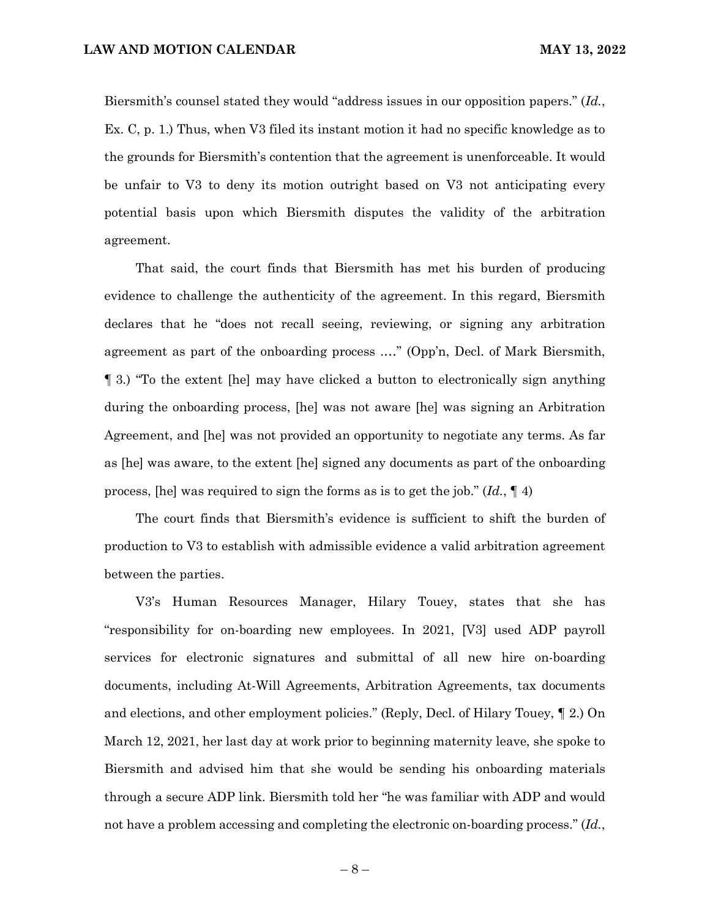Biersmith's counsel stated they would "address issues in our opposition papers." (*Id.*, Ex. C, p. 1.) Thus, when V3 filed its instant motion it had no specific knowledge as to the grounds for Biersmith's contention that the agreement is unenforceable. It would be unfair to V3 to deny its motion outright based on V3 not anticipating every potential basis upon which Biersmith disputes the validity of the arbitration agreement.

That said, the court finds that Biersmith has met his burden of producing evidence to challenge the authenticity of the agreement. In this regard, Biersmith declares that he "does not recall seeing, reviewing, or signing any arbitration agreement as part of the onboarding process …." (Opp'n, Decl. of Mark Biersmith, ¶ 3.) "To the extent [he] may have clicked a button to electronically sign anything during the onboarding process, [he] was not aware [he] was signing an Arbitration Agreement, and [he] was not provided an opportunity to negotiate any terms. As far as [he] was aware, to the extent [he] signed any documents as part of the onboarding process, [he] was required to sign the forms as is to get the job." (*Id.*, ¶ 4)

The court finds that Biersmith's evidence is sufficient to shift the burden of production to V3 to establish with admissible evidence a valid arbitration agreement between the parties.

V3's Human Resources Manager, Hilary Touey, states that she has "responsibility for on-boarding new employees. In 2021, [V3] used ADP payroll services for electronic signatures and submittal of all new hire on-boarding documents, including At-Will Agreements, Arbitration Agreements, tax documents and elections, and other employment policies." (Reply, Decl. of Hilary Touey, ¶ 2.) On March 12, 2021, her last day at work prior to beginning maternity leave, she spoke to Biersmith and advised him that she would be sending his onboarding materials through a secure ADP link. Biersmith told her "he was familiar with ADP and would not have a problem accessing and completing the electronic on-boarding process." (*Id.*,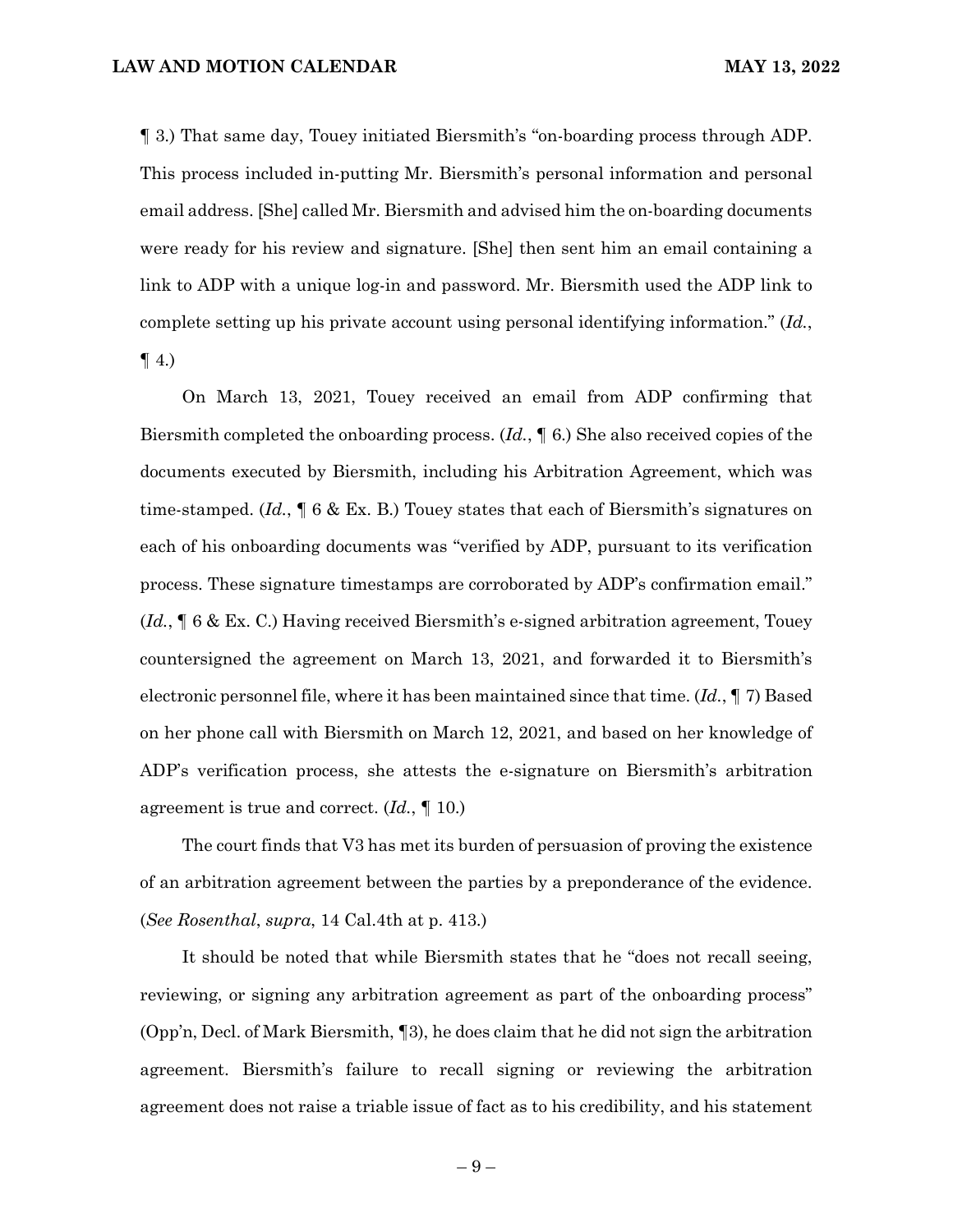¶ 3.) That same day, Touey initiated Biersmith's "on-boarding process through ADP. This process included in-putting Mr. Biersmith's personal information and personal email address. [She] called Mr. Biersmith and advised him the on-boarding documents were ready for his review and signature. [She] then sent him an email containing a link to ADP with a unique log-in and password. Mr. Biersmith used the ADP link to complete setting up his private account using personal identifying information." (*Id.*, ¶ 4.)

On March 13, 2021, Touey received an email from ADP confirming that Biersmith completed the onboarding process. (*Id.*, ¶ 6.) She also received copies of the documents executed by Biersmith, including his Arbitration Agreement, which was time-stamped. (*Id.*, ¶ 6 & Ex. B.) Touey states that each of Biersmith's signatures on each of his onboarding documents was "verified by ADP, pursuant to its verification process. These signature timestamps are corroborated by ADP's confirmation email." (*Id.*, ¶ 6 & Ex. C.) Having received Biersmith's e-signed arbitration agreement, Touey countersigned the agreement on March 13, 2021, and forwarded it to Biersmith's electronic personnel file, where it has been maintained since that time. (*Id.*, ¶ 7) Based on her phone call with Biersmith on March 12, 2021, and based on her knowledge of ADP's verification process, she attests the e-signature on Biersmith's arbitration agreement is true and correct. (*Id.*, ¶ 10.)

The court finds that V3 has met its burden of persuasion of proving the existence of an arbitration agreement between the parties by a preponderance of the evidence. (*See Rosenthal*, *supra*, 14 Cal.4th at p. 413.)

It should be noted that while Biersmith states that he "does not recall seeing, reviewing, or signing any arbitration agreement as part of the onboarding process" (Opp'n, Decl. of Mark Biersmith, ¶3), he does claim that he did not sign the arbitration agreement. Biersmith's failure to recall signing or reviewing the arbitration agreement does not raise a triable issue of fact as to his credibility, and his statement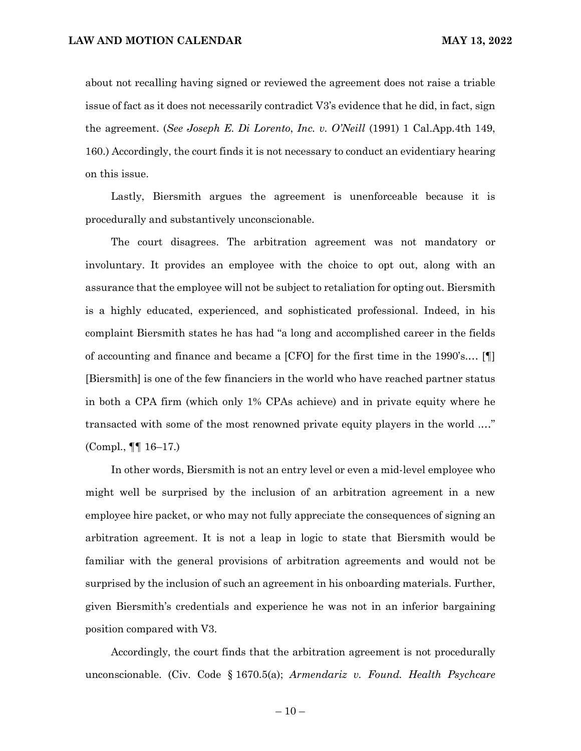about not recalling having signed or reviewed the agreement does not raise a triable issue of fact as it does not necessarily contradict V3's evidence that he did, in fact, sign the agreement. (*See Joseph E. Di Lorento*, *Inc. v. O'Neill* (1991) 1 Cal.App.4th 149, 160.) Accordingly, the court finds it is not necessary to conduct an evidentiary hearing on this issue.

Lastly, Biersmith argues the agreement is unenforceable because it is procedurally and substantively unconscionable.

The court disagrees. The arbitration agreement was not mandatory or involuntary. It provides an employee with the choice to opt out, along with an assurance that the employee will not be subject to retaliation for opting out. Biersmith is a highly educated, experienced, and sophisticated professional. Indeed, in his complaint Biersmith states he has had "a long and accomplished career in the fields of accounting and finance and became a [CFO] for the first time in the 1990's.… [¶] [Biersmith] is one of the few financiers in the world who have reached partner status in both a CPA firm (which only 1% CPAs achieve) and in private equity where he transacted with some of the most renowned private equity players in the world .…" (Compl., ¶¶ 16–17.)

In other words, Biersmith is not an entry level or even a mid-level employee who might well be surprised by the inclusion of an arbitration agreement in a new employee hire packet, or who may not fully appreciate the consequences of signing an arbitration agreement. It is not a leap in logic to state that Biersmith would be familiar with the general provisions of arbitration agreements and would not be surprised by the inclusion of such an agreement in his onboarding materials. Further, given Biersmith's credentials and experience he was not in an inferior bargaining position compared with V3.

Accordingly, the court finds that the arbitration agreement is not procedurally unconscionable. (Civ. Code § 1670.5(a); *Armendariz v. Found. Health Psychcare*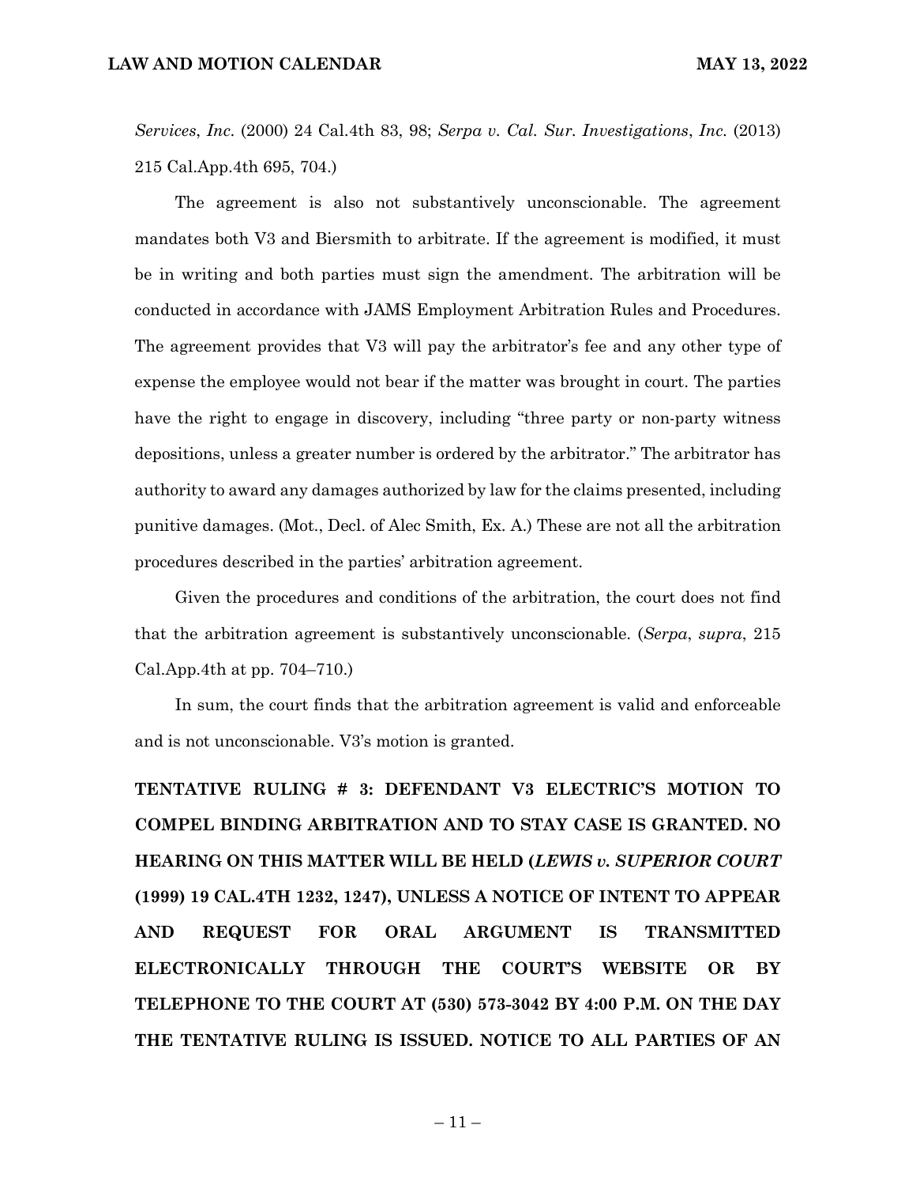*Services*, *Inc.* (2000) 24 Cal.4th 83, 98; *Serpa v. Cal. Sur. Investigations*, *Inc.* (2013) 215 Cal.App.4th 695, 704.)

The agreement is also not substantively unconscionable. The agreement mandates both V3 and Biersmith to arbitrate. If the agreement is modified, it must be in writing and both parties must sign the amendment. The arbitration will be conducted in accordance with JAMS Employment Arbitration Rules and Procedures. The agreement provides that V3 will pay the arbitrator's fee and any other type of expense the employee would not bear if the matter was brought in court. The parties have the right to engage in discovery, including "three party or non-party witness depositions, unless a greater number is ordered by the arbitrator." The arbitrator has authority to award any damages authorized by law for the claims presented, including punitive damages. (Mot., Decl. of Alec Smith, Ex. A.) These are not all the arbitration procedures described in the parties' arbitration agreement.

Given the procedures and conditions of the arbitration, the court does not find that the arbitration agreement is substantively unconscionable. (*Serpa*, *supra*, 215 Cal.App.4th at pp. 704–710.)

In sum, the court finds that the arbitration agreement is valid and enforceable and is not unconscionable. V3's motion is granted.

**TENTATIVE RULING # 3: DEFENDANT V3 ELECTRIC'S MOTION TO COMPEL BINDING ARBITRATION AND TO STAY CASE IS GRANTED. NO HEARING ON THIS MATTER WILL BE HELD (*LEWIS v. SUPERIOR COURT* (1999) 19 CAL.4TH 1232, 1247), UNLESS A NOTICE OF INTENT TO APPEAR AND REQUEST FOR ORAL ARGUMENT IS TRANSMITTED ELECTRONICALLY THROUGH THE COURT'S WEBSITE OR BY TELEPHONE TO THE COURT AT (530) 573-3042 BY 4:00 P.M. ON THE DAY THE TENTATIVE RULING IS ISSUED. NOTICE TO ALL PARTIES OF AN**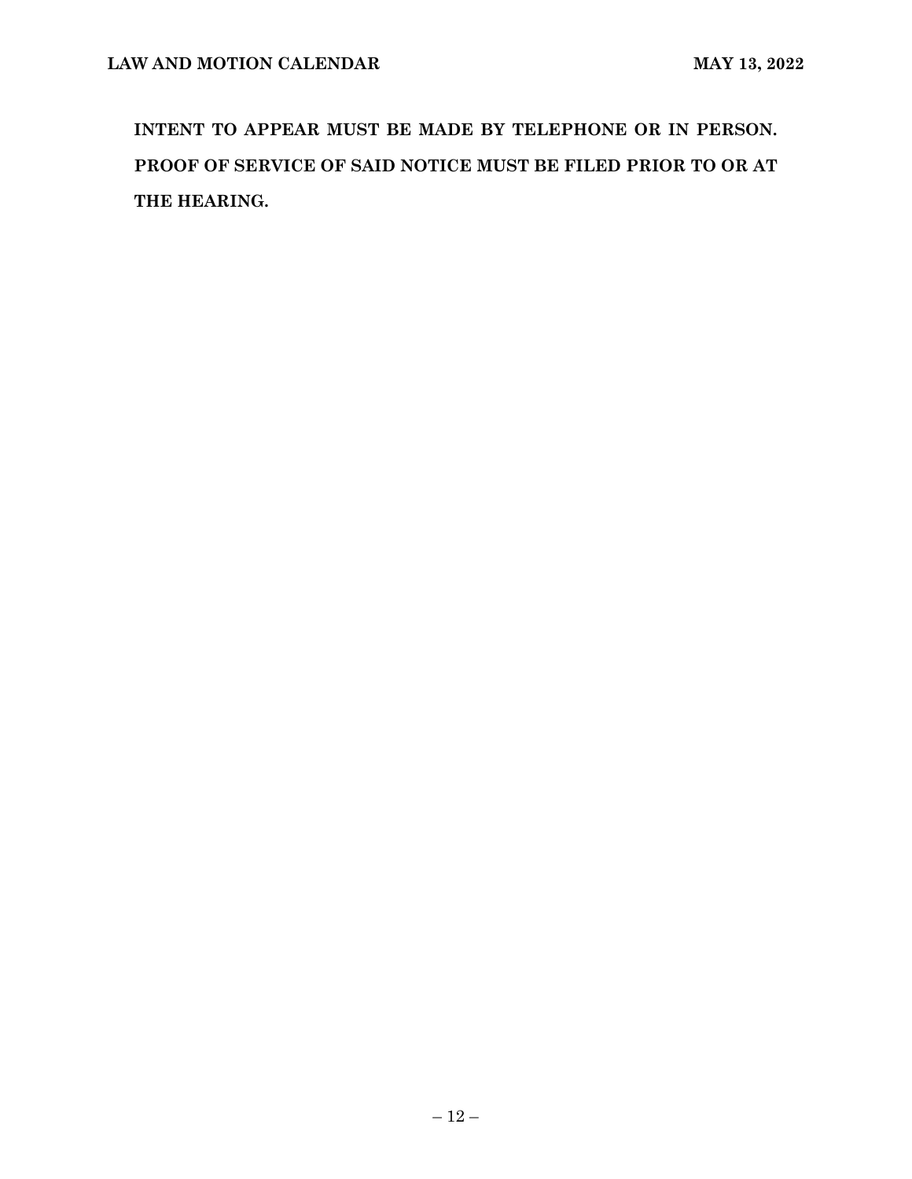**INTENT TO APPEAR MUST BE MADE BY TELEPHONE OR IN PERSON. PROOF OF SERVICE OF SAID NOTICE MUST BE FILED PRIOR TO OR AT THE HEARING.**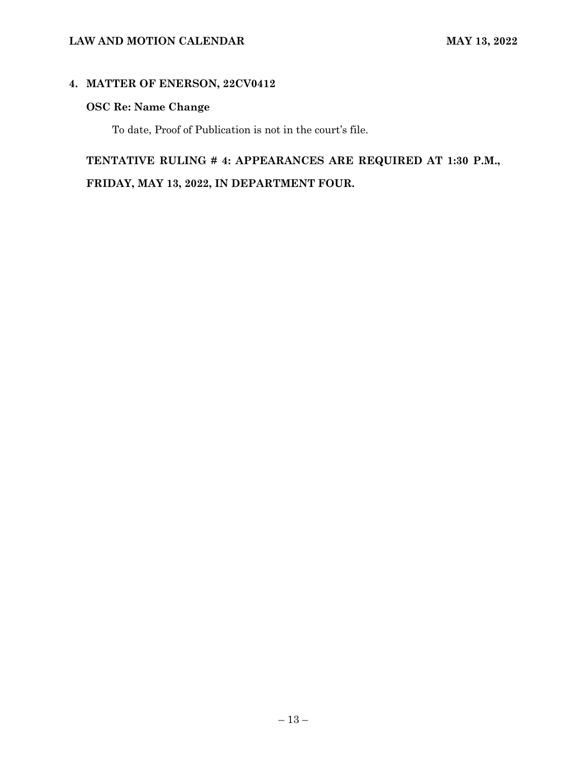**4. MATTER OF ENERSON, 22CV0412**

**OSC Re: Name Change**

To date, Proof of Publication is not in the court's file.

**TENTATIVE RULING # 4: APPEARANCES ARE REQUIRED AT 1:30 P.M., FRIDAY, MAY 13, 2022, IN DEPARTMENT FOUR.**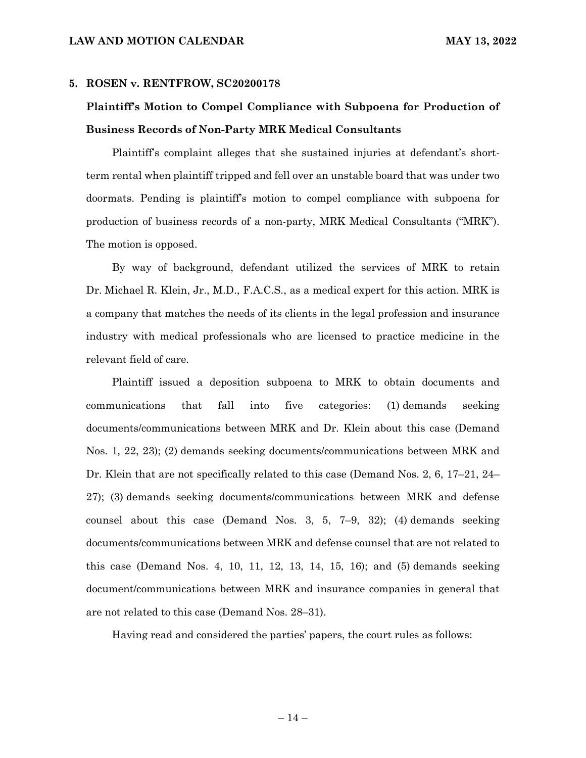**5. ROSEN v. RENTFROW, SC20200178**

**Plaintiff's Motion to Compel Compliance with Subpoena for Production of Business Records of Non-Party MRK Medical Consultants**

Plaintiff's complaint alleges that she sustained injuries at defendant's short-term rental when plaintiff tripped and fell over an unstable board that was under two doormats. Pending is plaintiff's motion to compel compliance with subpoena for production of business records of a non-party, MRK Medical Consultants ("MRK"). The motion is opposed.

By way of background, defendant utilized the services of MRK to retain Dr. Michael R. Klein, Jr., M.D., F.A.C.S., as a medical expert for this action. MRK is a company that matches the needs of its clients in the legal profession and insurance industry with medical professionals who are licensed to practice medicine in the relevant field of care.

Plaintiff issued a deposition subpoena to MRK to obtain documents and communications that fall into five categories: (1) demands seeking documents/communications between MRK and Dr. Klein about this case (Demand Nos. 1, 22, 23); (2) demands seeking documents/communications between MRK and Dr. Klein that are not specifically related to this case (Demand Nos. 2, 6, 17–21, 24–27); (3) demands seeking documents/communications between MRK and defense counsel about this case (Demand Nos. 3, 5, 7–9, 32); (4) demands seeking documents/communications between MRK and defense counsel that are not related to this case (Demand Nos. 4, 10, 11, 12, 13, 14, 15, 16); and (5) demands seeking document/communications between MRK and insurance companies in general that are not related to this case (Demand Nos. 28–31).

Having read and considered the parties' papers, the court rules as follows: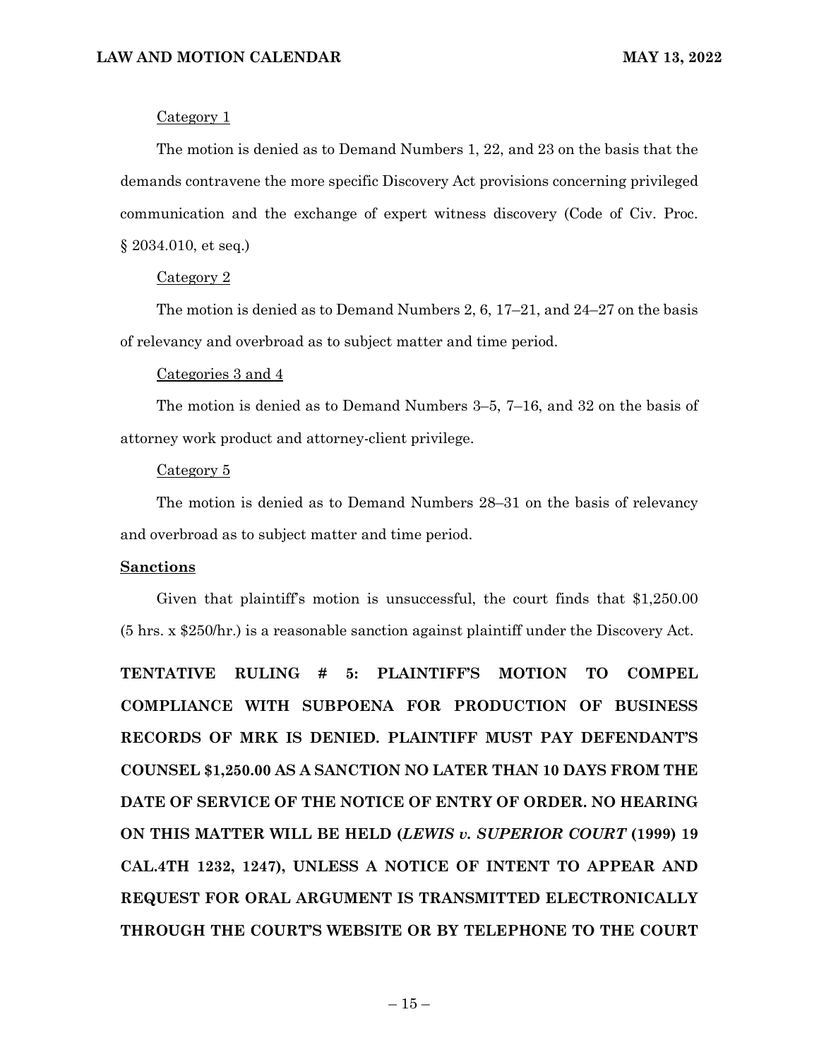Category 1

The motion is denied as to Demand Numbers 1, 22, and 23 on the basis that the demands contravene the more specific Discovery Act provisions concerning privileged communication and the exchange of expert witness discovery (Code of Civ. Proc. § 2034.010, et seq.)

Category 2

The motion is denied as to Demand Numbers 2, 6, 17–21, and 24–27 on the basis of relevancy and overbroad as to subject matter and time period.

Categories 3 and 4

The motion is denied as to Demand Numbers 3–5, 7–16, and 32 on the basis of attorney work product and attorney-client privilege.

Category 5

The motion is denied as to Demand Numbers 28–31 on the basis of relevancy and overbroad as to subject matter and time period.

**Sanctions**

Given that plaintiff's motion is unsuccessful, the court finds that $1,250.00 (5 hrs. x $250/hr.) is a reasonable sanction against plaintiff under the Discovery Act.

**TENTATIVE RULING # 5: PLAINTIFF'S MOTION TO COMPEL COMPLIANCE WITH SUBPOENA FOR PRODUCTION OF BUSINESS RECORDS OF MRK IS DENIED. PLAINTIFF MUST PAY DEFENDANT'S COUNSEL $1,250.00 AS A SANCTION NO LATER THAN 10 DAYS FROM THE DATE OF SERVICE OF THE NOTICE OF ENTRY OF ORDER. NO HEARING ON THIS MATTER WILL BE HELD (*LEWIS v. SUPERIOR COURT* (1999) 19 CAL.4TH 1232, 1247), UNLESS A NOTICE OF INTENT TO APPEAR AND REQUEST FOR ORAL ARGUMENT IS TRANSMITTED ELECTRONICALLY THROUGH THE COURT'S WEBSITE OR BY TELEPHONE TO THE COURT**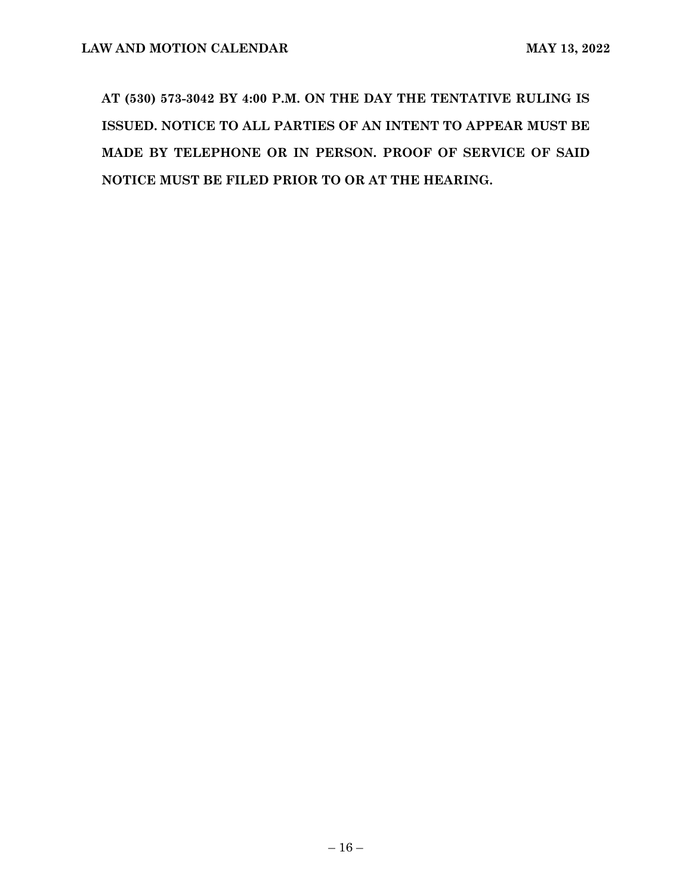**AT (530) 573-3042 BY 4:00 P.M. ON THE DAY THE TENTATIVE RULING IS ISSUED. NOTICE TO ALL PARTIES OF AN INTENT TO APPEAR MUST BE MADE BY TELEPHONE OR IN PERSON. PROOF OF SERVICE OF SAID NOTICE MUST BE FILED PRIOR TO OR AT THE HEARING.**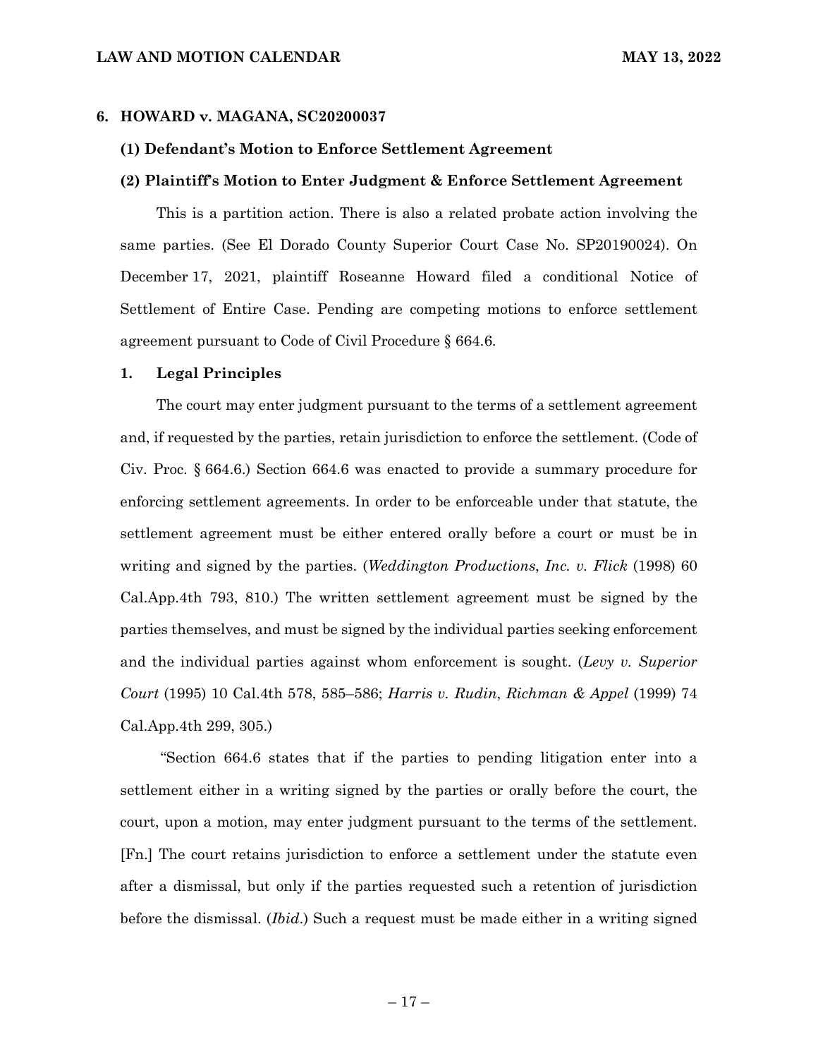## 6. HOWARD v. MAGANA, SC20200037

### (1) Defendant's Motion to Enforce Settlement Agreement

### (2) Plaintiff's Motion to Enter Judgment & Enforce Settlement Agreement

This is a partition action. There is also a related probate action involving the same parties. (See El Dorado County Superior Court Case No. SP20190024). On December 17, 2021, plaintiff Roseanne Howard filed a conditional Notice of Settlement of Entire Case. Pending are competing motions to enforce settlement agreement pursuant to Code of Civil Procedure § 664.6.

### 1. Legal Principles

The court may enter judgment pursuant to the terms of a settlement agreement and, if requested by the parties, retain jurisdiction to enforce the settlement. (Code of Civ. Proc. § 664.6.) Section 664.6 was enacted to provide a summary procedure for enforcing settlement agreements. In order to be enforceable under that statute, the settlement agreement must be either entered orally before a court or must be in writing and signed by the parties. (*Weddington Productions, Inc. v. Flick* (1998) 60 Cal.App.4th 793, 810.) The written settlement agreement must be signed by the parties themselves, and must be signed by the individual parties seeking enforcement and the individual parties against whom enforcement is sought. (*Levy v. Superior Court* (1995) 10 Cal.4th 578, 585–586; *Harris v. Rudin, Richman & Appel* (1999) 74 Cal.App.4th 299, 305.)

"Section 664.6 states that if the parties to pending litigation enter into a settlement either in a writing signed by the parties or orally before the court, the court, upon a motion, may enter judgment pursuant to the terms of the settlement. [Fn.] The court retains jurisdiction to enforce a settlement under the statute even after a dismissal, but only if the parties requested such a retention of jurisdiction before the dismissal. (*Ibid.*) Such a request must be made either in a writing signed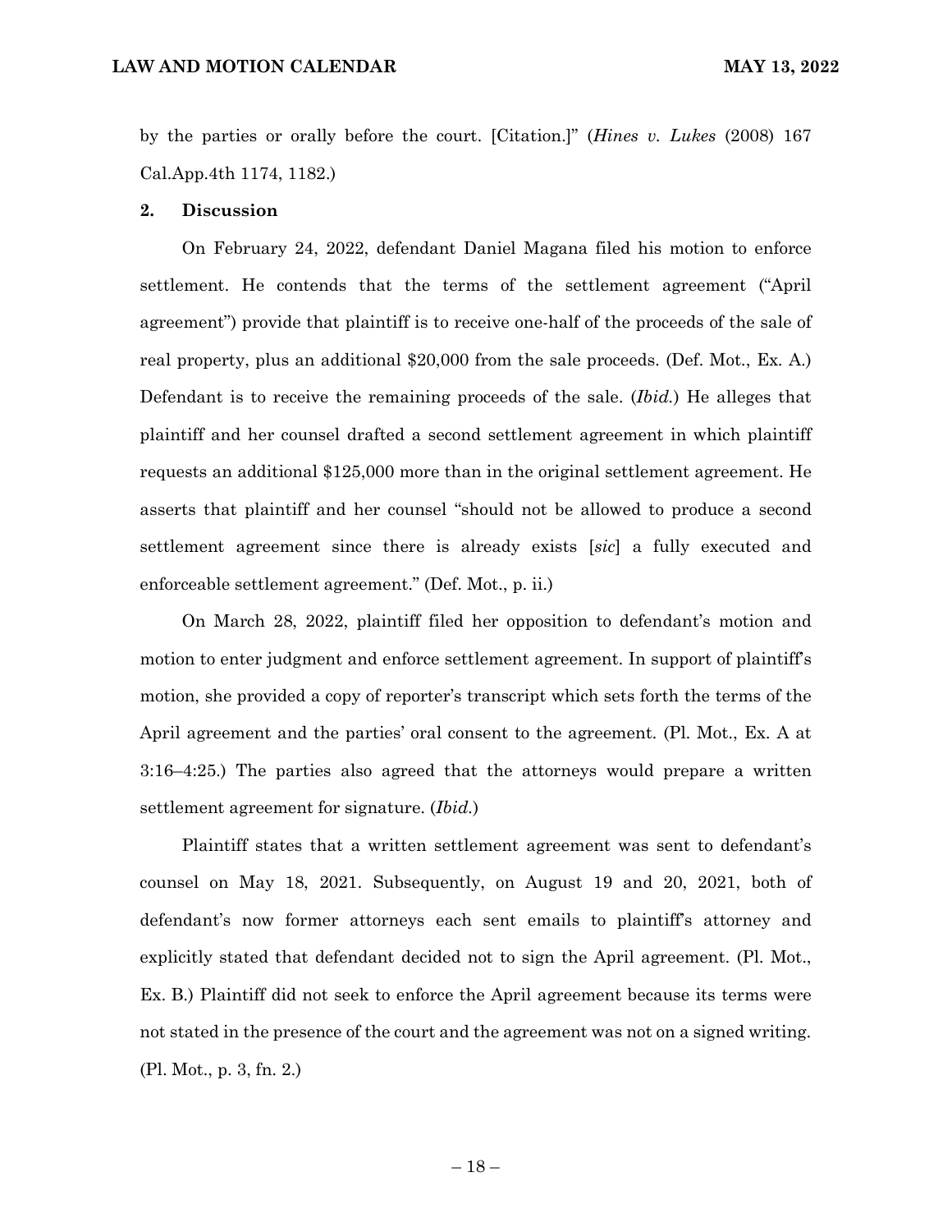by the parties or orally before the court. [Citation.]" (*Hines v. Lukes* (2008) 167 Cal.App.4th 1174, 1182.)

**2. Discussion**

On February 24, 2022, defendant Daniel Magana filed his motion to enforce settlement. He contends that the terms of the settlement agreement ("April agreement") provide that plaintiff is to receive one-half of the proceeds of the sale of real property, plus an additional $20,000 from the sale proceeds. (Def. Mot., Ex. A.) Defendant is to receive the remaining proceeds of the sale. (*Ibid.*) He alleges that plaintiff and her counsel drafted a second settlement agreement in which plaintiff requests an additional $125,000 more than in the original settlement agreement. He asserts that plaintiff and her counsel "should not be allowed to produce a second settlement agreement since there is already exists [*sic*] a fully executed and enforceable settlement agreement." (Def. Mot., p. ii.)

On March 28, 2022, plaintiff filed her opposition to defendant's motion and motion to enter judgment and enforce settlement agreement. In support of plaintiff's motion, she provided a copy of reporter's transcript which sets forth the terms of the April agreement and the parties' oral consent to the agreement. (Pl. Mot., Ex. A at 3:16–4:25.) The parties also agreed that the attorneys would prepare a written settlement agreement for signature. (*Ibid.*)

Plaintiff states that a written settlement agreement was sent to defendant's counsel on May 18, 2021. Subsequently, on August 19 and 20, 2021, both of defendant's now former attorneys each sent emails to plaintiff's attorney and explicitly stated that defendant decided not to sign the April agreement. (Pl. Mot., Ex. B.) Plaintiff did not seek to enforce the April agreement because its terms were not stated in the presence of the court and the agreement was not on a signed writing. (Pl. Mot., p. 3, fn. 2.)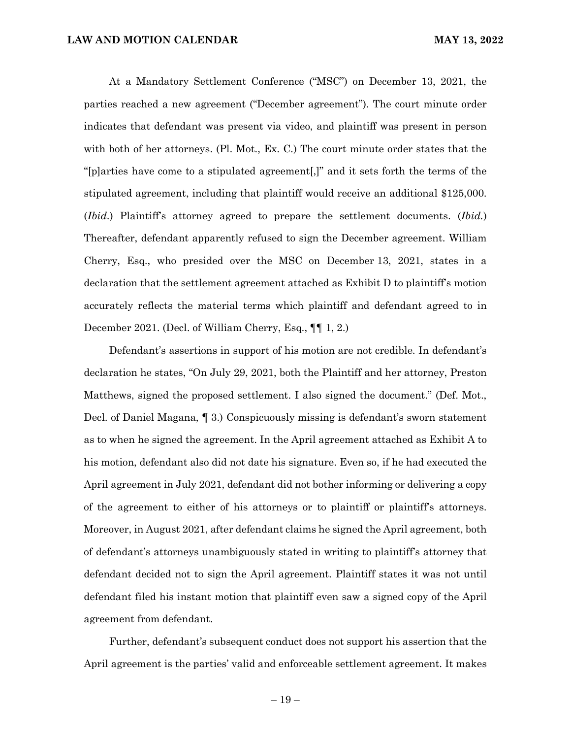At a Mandatory Settlement Conference ("MSC") on December 13, 2021, the parties reached a new agreement ("December agreement"). The court minute order indicates that defendant was present via video, and plaintiff was present in person with both of her attorneys. (Pl. Mot., Ex. C.) The court minute order states that the "[p]arties have come to a stipulated agreement[,]" and it sets forth the terms of the stipulated agreement, including that plaintiff would receive an additional $125,000. (*Ibid.*) Plaintiff's attorney agreed to prepare the settlement documents. (*Ibid.*) Thereafter, defendant apparently refused to sign the December agreement. William Cherry, Esq., who presided over the MSC on December 13, 2021, states in a declaration that the settlement agreement attached as Exhibit D to plaintiff's motion accurately reflects the material terms which plaintiff and defendant agreed to in December 2021. (Decl. of William Cherry, Esq., ¶¶ 1, 2.)

Defendant's assertions in support of his motion are not credible. In defendant's declaration he states, "On July 29, 2021, both the Plaintiff and her attorney, Preston Matthews, signed the proposed settlement. I also signed the document." (Def. Mot., Decl. of Daniel Magana, ¶ 3.) Conspicuously missing is defendant's sworn statement as to when he signed the agreement. In the April agreement attached as Exhibit A to his motion, defendant also did not date his signature. Even so, if he had executed the April agreement in July 2021, defendant did not bother informing or delivering a copy of the agreement to either of his attorneys or to plaintiff or plaintiff's attorneys. Moreover, in August 2021, after defendant claims he signed the April agreement, both of defendant's attorneys unambiguously stated in writing to plaintiff's attorney that defendant decided not to sign the April agreement. Plaintiff states it was not until defendant filed his instant motion that plaintiff even saw a signed copy of the April agreement from defendant.

Further, defendant's subsequent conduct does not support his assertion that the April agreement is the parties' valid and enforceable settlement agreement. It makes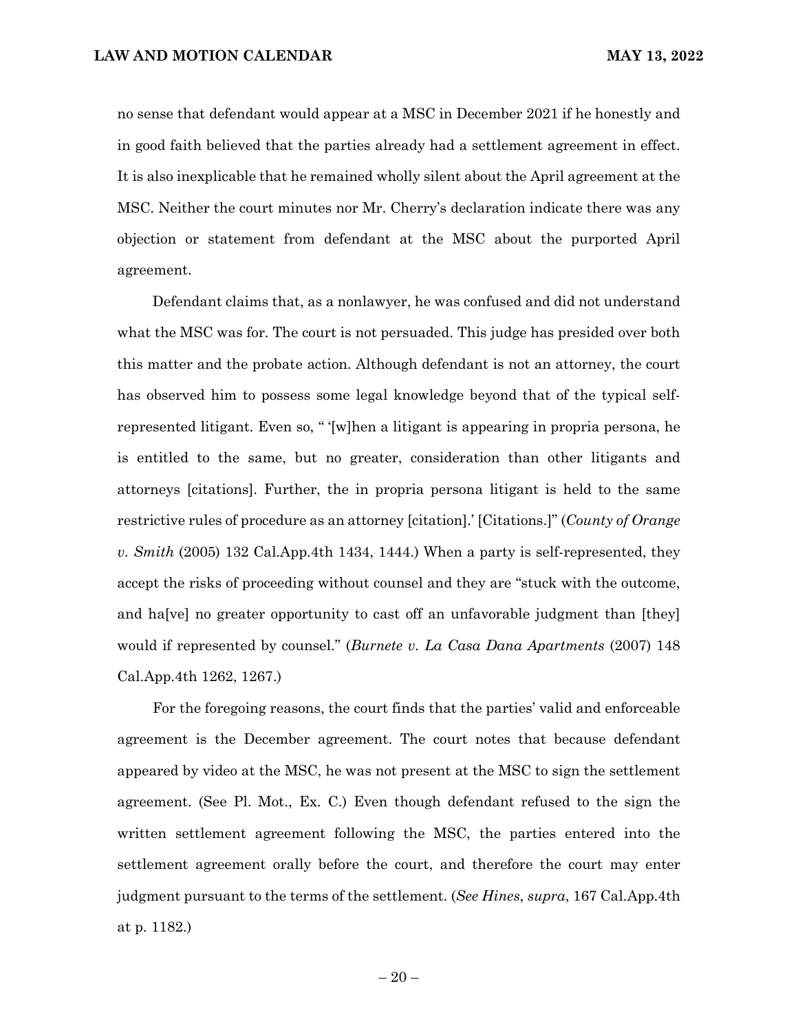no sense that defendant would appear at a MSC in December 2021 if he honestly and in good faith believed that the parties already had a settlement agreement in effect. It is also inexplicable that he remained wholly silent about the April agreement at the MSC. Neither the court minutes nor Mr. Cherry's declaration indicate there was any objection or statement from defendant at the MSC about the purported April agreement.

Defendant claims that, as a nonlawyer, he was confused and did not understand what the MSC was for. The court is not persuaded. This judge has presided over both this matter and the probate action. Although defendant is not an attorney, the court has observed him to possess some legal knowledge beyond that of the typical self-represented litigant. Even so, " '[w]hen a litigant is appearing in propria persona, he is entitled to the same, but no greater, consideration than other litigants and attorneys [citations]. Further, the in propria persona litigant is held to the same restrictive rules of procedure as an attorney [citation].' [Citations.]" (*County of Orange v. Smith* (2005) 132 Cal.App.4th 1434, 1444.) When a party is self-represented, they accept the risks of proceeding without counsel and they are "stuck with the outcome, and ha[ve] no greater opportunity to cast off an unfavorable judgment than [they] would if represented by counsel." (*Burnete v. La Casa Dana Apartments* (2007) 148 Cal.App.4th 1262, 1267.)

For the foregoing reasons, the court finds that the parties' valid and enforceable agreement is the December agreement. The court notes that because defendant appeared by video at the MSC, he was not present at the MSC to sign the settlement agreement. (See Pl. Mot., Ex. C.) Even though defendant refused to the sign the written settlement agreement following the MSC, the parties entered into the settlement agreement orally before the court, and therefore the court may enter judgment pursuant to the terms of the settlement. (*See Hines*, *supra*, 167 Cal.App.4th at p. 1182.)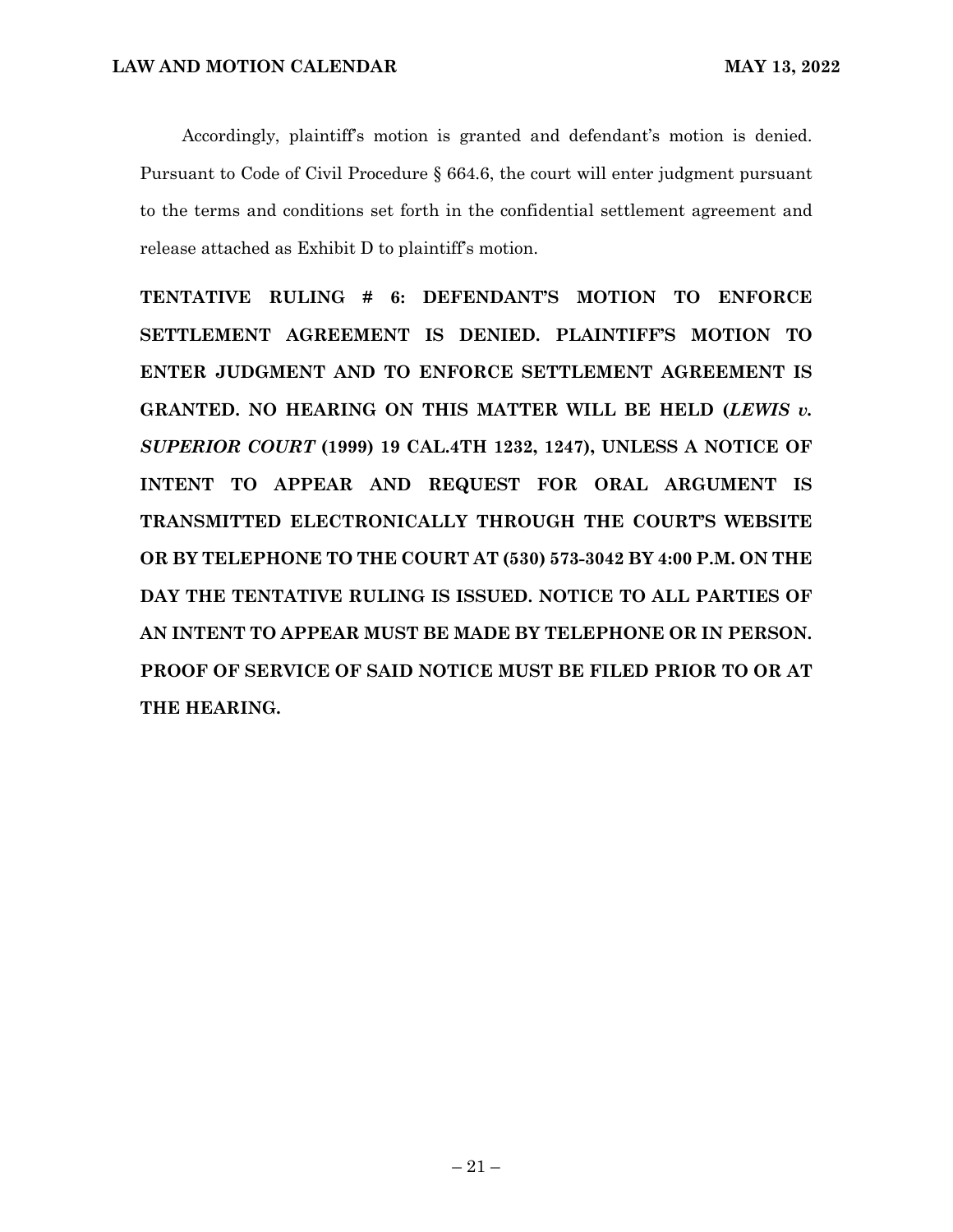Accordingly, plaintiff's motion is granted and defendant's motion is denied. Pursuant to Code of Civil Procedure § 664.6, the court will enter judgment pursuant to the terms and conditions set forth in the confidential settlement agreement and release attached as Exhibit D to plaintiff's motion.

**TENTATIVE RULING # 6: DEFENDANT'S MOTION TO ENFORCE SETTLEMENT AGREEMENT IS DENIED. PLAINTIFF'S MOTION TO ENTER JUDGMENT AND TO ENFORCE SETTLEMENT AGREEMENT IS GRANTED. NO HEARING ON THIS MATTER WILL BE HELD (*LEWIS v. SUPERIOR COURT* (1999) 19 CAL.4TH 1232, 1247), UNLESS A NOTICE OF INTENT TO APPEAR AND REQUEST FOR ORAL ARGUMENT IS TRANSMITTED ELECTRONICALLY THROUGH THE COURT'S WEBSITE OR BY TELEPHONE TO THE COURT AT (530) 573-3042 BY 4:00 P.M. ON THE DAY THE TENTATIVE RULING IS ISSUED. NOTICE TO ALL PARTIES OF AN INTENT TO APPEAR MUST BE MADE BY TELEPHONE OR IN PERSON. PROOF OF SERVICE OF SAID NOTICE MUST BE FILED PRIOR TO OR AT THE HEARING.**